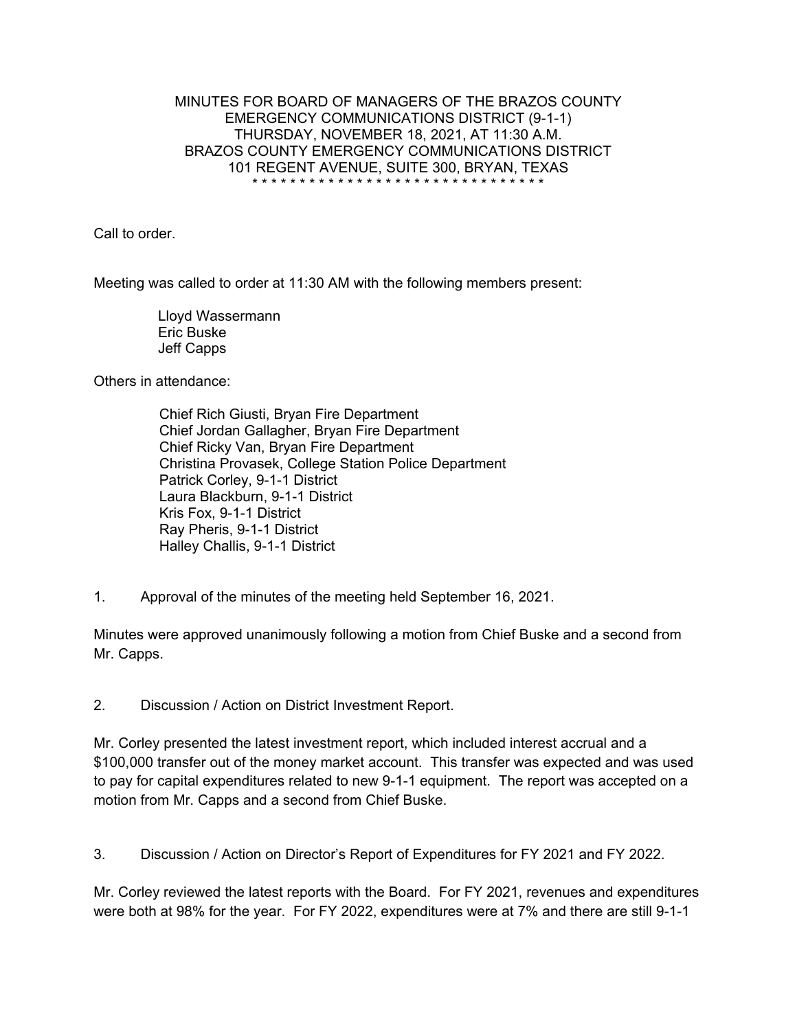MINUTES FOR BOARD OF MANAGERS OF THE BRAZOS COUNTY EMERGENCY COMMUNICATIONS DISTRICT (9-1-1)
THURSDAY, NOVEMBER 18, 2021, AT 11:30 A.M.
BRAZOS COUNTY EMERGENCY COMMUNICATIONS DISTRICT
101 REGENT AVENUE, SUITE 300, BRYAN, TEXAS

* * * * * * * * * * * * * * * * * * * * * * * * * * * * * * * * * *

Call to order.

Meeting was called to order at 11:30 AM with the following members present:

Lloyd Wassermann
Eric Buske
Jeff Capps

Others in attendance:

Chief Rich Giusti, Bryan Fire Department
Chief Jordan Gallagher, Bryan Fire Department
Chief Ricky Van, Bryan Fire Department
Christina Provasek, College Station Police Department
Patrick Corley, 9-1-1 District
Laura Blackburn, 9-1-1 District
Kris Fox, 9-1-1 District
Ray Pheris, 9-1-1 District
Halley Challis, 9-1-1 District

1. Approval of the minutes of the meeting held September 16, 2021.

Minutes were approved unanimously following a motion from Chief Buske and a second from Mr. Capps.

2. Discussion / Action on District Investment Report.

Mr. Corley presented the latest investment report, which included interest accrual and a $100,000 transfer out of the money market account. This transfer was expected and was used to pay for capital expenditures related to new 9-1-1 equipment. The report was accepted on a motion from Mr. Capps and a second from Chief Buske.

3. Discussion / Action on Director's Report of Expenditures for FY 2021 and FY 2022.

Mr. Corley reviewed the latest reports with the Board. For FY 2021, revenues and expenditures were both at 98% for the year. For FY 2022, expenditures were at 7% and there are still 9-1-1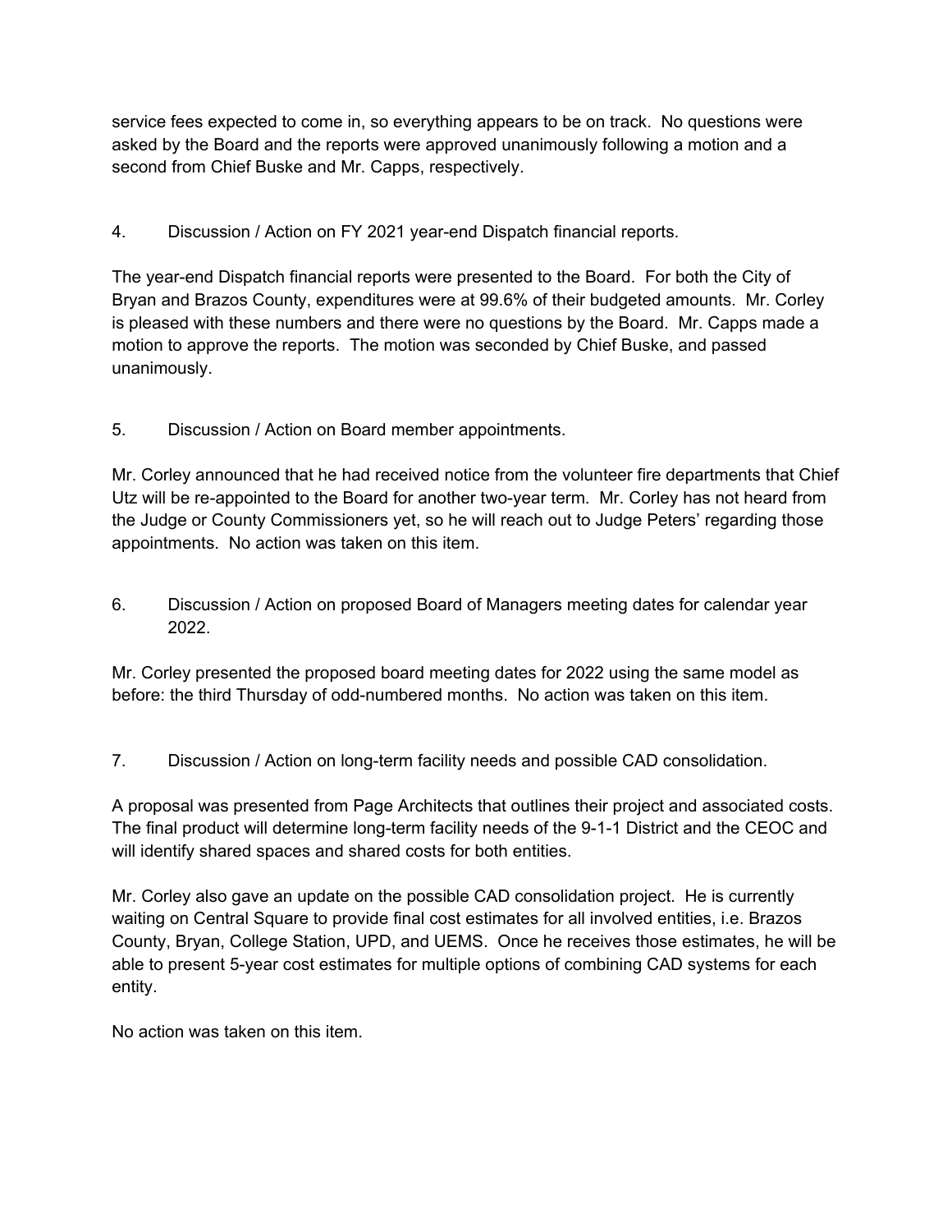service fees expected to come in, so everything appears to be on track. No questions were asked by the Board and the reports were approved unanimously following a motion and a second from Chief Buske and Mr. Capps, respectively.

4. Discussion / Action on FY 2021 year-end Dispatch financial reports.

The year-end Dispatch financial reports were presented to the Board. For both the City of Bryan and Brazos County, expenditures were at 99.6% of their budgeted amounts. Mr. Corley is pleased with these numbers and there were no questions by the Board. Mr. Capps made a motion to approve the reports. The motion was seconded by Chief Buske, and passed unanimously.

5. Discussion / Action on Board member appointments.

Mr. Corley announced that he had received notice from the volunteer fire departments that Chief Utz will be re-appointed to the Board for another two-year term. Mr. Corley has not heard from the Judge or County Commissioners yet, so he will reach out to Judge Peters' regarding those appointments. No action was taken on this item.

6. Discussion / Action on proposed Board of Managers meeting dates for calendar year 2022.

Mr. Corley presented the proposed board meeting dates for 2022 using the same model as before: the third Thursday of odd-numbered months. No action was taken on this item.

7. Discussion / Action on long-term facility needs and possible CAD consolidation.

A proposal was presented from Page Architects that outlines their project and associated costs. The final product will determine long-term facility needs of the 9-1-1 District and the CEOC and will identify shared spaces and shared costs for both entities.

Mr. Corley also gave an update on the possible CAD consolidation project. He is currently waiting on Central Square to provide final cost estimates for all involved entities, i.e. Brazos County, Bryan, College Station, UPD, and UEMS. Once he receives those estimates, he will be able to present 5-year cost estimates for multiple options of combining CAD systems for each entity.

No action was taken on this item.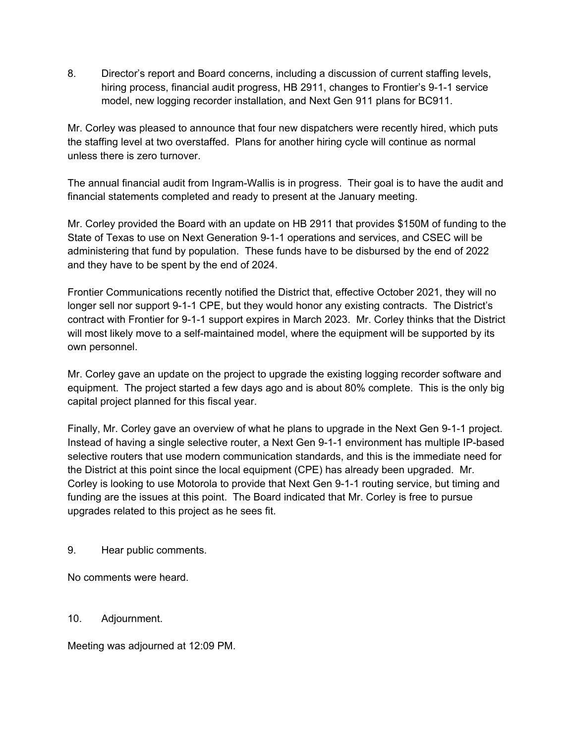8. Director's report and Board concerns, including a discussion of current staffing levels, hiring process, financial audit progress, HB 2911, changes to Frontier's 9-1-1 service model, new logging recorder installation, and Next Gen 911 plans for BC911.

Mr. Corley was pleased to announce that four new dispatchers were recently hired, which puts the staffing level at two overstaffed. Plans for another hiring cycle will continue as normal unless there is zero turnover.

The annual financial audit from Ingram-Wallis is in progress. Their goal is to have the audit and financial statements completed and ready to present at the January meeting.

Mr. Corley provided the Board with an update on HB 2911 that provides $150M of funding to the State of Texas to use on Next Generation 9-1-1 operations and services, and CSEC will be administering that fund by population. These funds have to be disbursed by the end of 2022 and they have to be spent by the end of 2024.

Frontier Communications recently notified the District that, effective October 2021, they will no longer sell nor support 9-1-1 CPE, but they would honor any existing contracts. The District's contract with Frontier for 9-1-1 support expires in March 2023. Mr. Corley thinks that the District will most likely move to a self-maintained model, where the equipment will be supported by its own personnel.

Mr. Corley gave an update on the project to upgrade the existing logging recorder software and equipment. The project started a few days ago and is about 80% complete. This is the only big capital project planned for this fiscal year.

Finally, Mr. Corley gave an overview of what he plans to upgrade in the Next Gen 9-1-1 project. Instead of having a single selective router, a Next Gen 9-1-1 environment has multiple IP-based selective routers that use modern communication standards, and this is the immediate need for the District at this point since the local equipment (CPE) has already been upgraded. Mr. Corley is looking to use Motorola to provide that Next Gen 9-1-1 routing service, but timing and funding are the issues at this point. The Board indicated that Mr. Corley is free to pursue upgrades related to this project as he sees fit.

9. Hear public comments.

No comments were heard.

10. Adjournment.

Meeting was adjourned at 12:09 PM.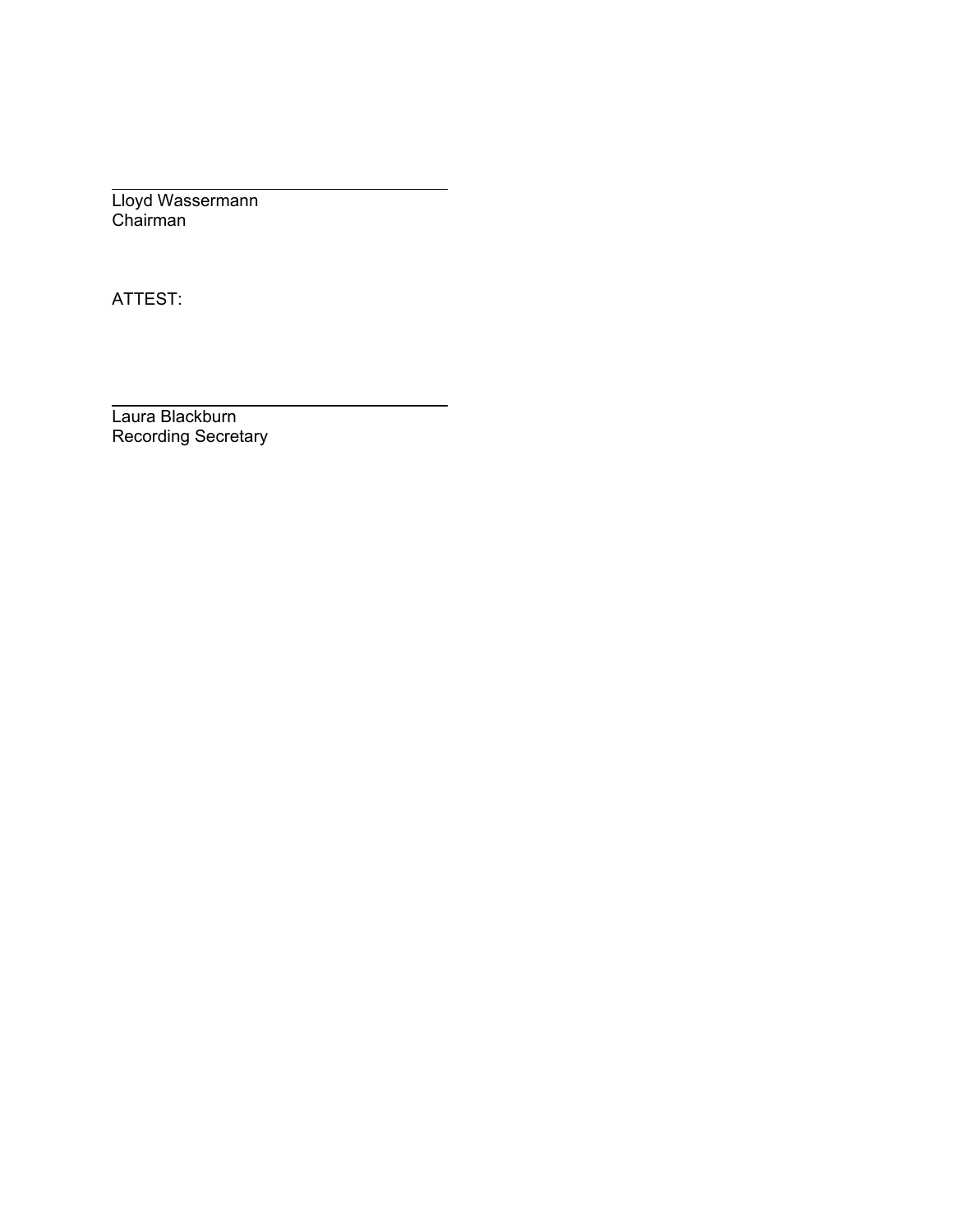\_\_\_\_\_\_\_\_\_\_\_\_\_\_\_\_\_\_\_\_\_\_\_\_\_\_\_\_\_\_\_\_\_\_\_\_

Lloyd Wassermann
Chairman

ATTEST:

\_\_\_\_\_\_\_\_\_\_\_\_\_\_\_\_\_\_\_\_\_\_\_\_\_\_\_\_\_\_\_\_\_\_\_\_

Laura Blackburn
Recording Secretary